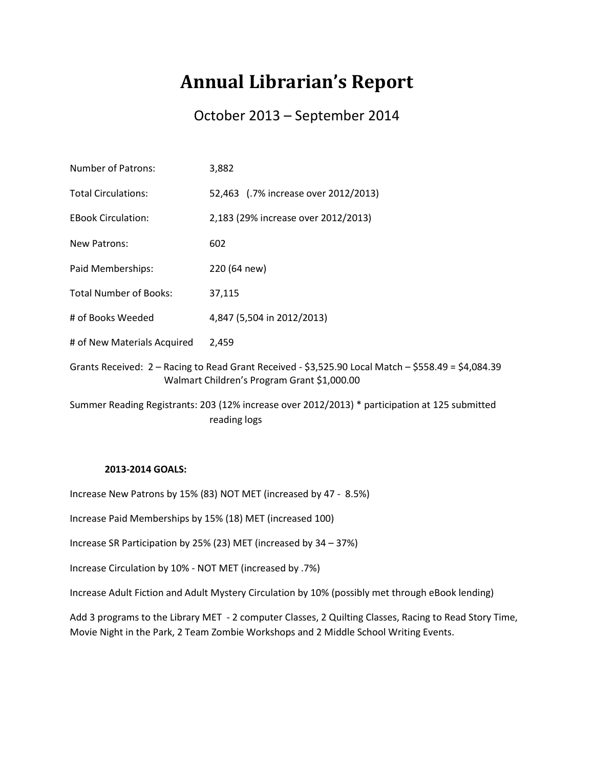# Annual Librarian's Report

October 2013 – September 2014

| | |
|---|---|
| Number of Patrons: | 3,882 |
| Total Circulations: | 52,463 (.7% increase over 2012/2013) |
| EBook Circulation: | 2,183 (29% increase over 2012/2013) |
| New Patrons: | 602 |
| Paid Memberships: | 220 (64 new) |
| Total Number of Books: | 37,115 |
| # of Books Weeded | 4,847 (5,504 in 2012/2013) |
| # of New Materials Acquired | 2,459 |

Grants Received: 2 – Racing to Read Grant Received - $3,525.90 Local Match – $558.49 = $4,084.39
Walmart Children's Program Grant $1,000.00

Summer Reading Registrants: 203 (12% increase over 2012/2013) * participation at 125 submitted reading logs

**2013-2014 GOALS:**

Increase New Patrons by 15% (83) NOT MET (increased by 47 - 8.5%)

Increase Paid Memberships by 15% (18) MET (increased 100)

Increase SR Participation by 25% (23) MET (increased by 34 – 37%)

Increase Circulation by 10% - NOT MET (increased by .7%)

Increase Adult Fiction and Adult Mystery Circulation by 10% (possibly met through eBook lending)

Add 3 programs to the Library MET - 2 computer Classes, 2 Quilting Classes, Racing to Read Story Time, Movie Night in the Park, 2 Team Zombie Workshops and 2 Middle School Writing Events.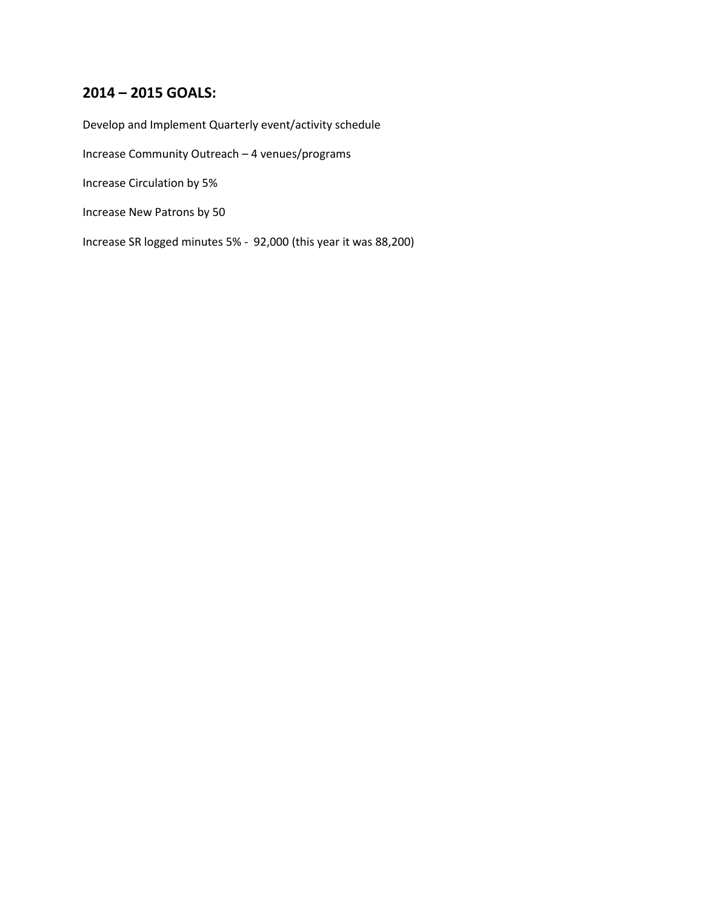## 2014 – 2015 GOALS:

Develop and Implement Quarterly event/activity schedule

Increase Community Outreach – 4 venues/programs

Increase Circulation by 5%

Increase New Patrons by 50

Increase SR logged minutes 5% - 92,000 (this year it was 88,200)